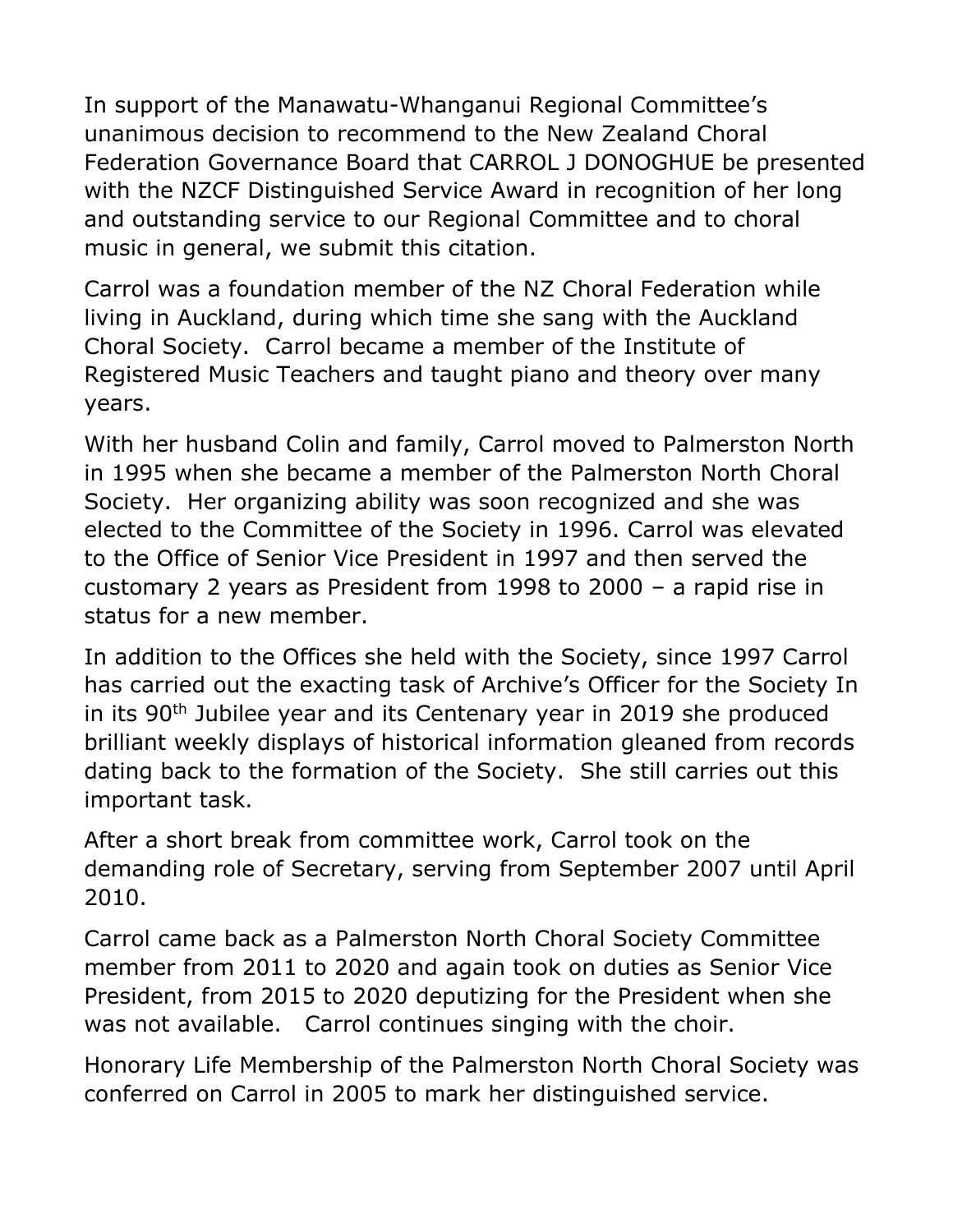In support of the Manawatu-Whanganui Regional Committee's unanimous decision to recommend to the New Zealand Choral Federation Governance Board that CARROL J DONOGHUE be presented with the NZCF Distinguished Service Award in recognition of her long and outstanding service to our Regional Committee and to choral music in general, we submit this citation.

Carrol was a foundation member of the NZ Choral Federation while living in Auckland, during which time she sang with the Auckland Choral Society. Carrol became a member of the Institute of Registered Music Teachers and taught piano and theory over many years.

With her husband Colin and family, Carrol moved to Palmerston North in 1995 when she became a member of the Palmerston North Choral Society. Her organizing ability was soon recognized and she was elected to the Committee of the Society in 1996. Carrol was elevated to the Office of Senior Vice President in 1997 and then served the customary 2 years as President from 1998 to 2000 – a rapid rise in status for a new member.

In addition to the Offices she held with the Society, since 1997 Carrol has carried out the exacting task of Archive's Officer for the Society In in its 90th Jubilee year and its Centenary year in 2019 she produced brilliant weekly displays of historical information gleaned from records dating back to the formation of the Society. She still carries out this important task.

After a short break from committee work, Carrol took on the demanding role of Secretary, serving from September 2007 until April 2010.

Carrol came back as a Palmerston North Choral Society Committee member from 2011 to 2020 and again took on duties as Senior Vice President, from 2015 to 2020 deputizing for the President when she was not available. Carrol continues singing with the choir.

Honorary Life Membership of the Palmerston North Choral Society was conferred on Carrol in 2005 to mark her distinguished service.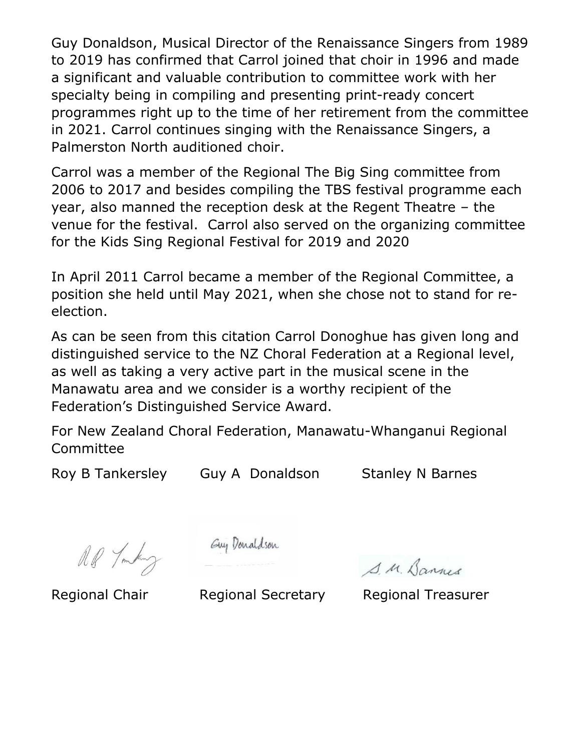Guy Donaldson, Musical Director of the Renaissance Singers from 1989 to 2019 has confirmed that Carrol joined that choir in 1996 and made a significant and valuable contribution to committee work with her specialty being in compiling and presenting print-ready concert programmes right up to the time of her retirement from the committee in 2021. Carrol continues singing with the Renaissance Singers, a Palmerston North auditioned choir.

Carrol was a member of the Regional The Big Sing committee from 2006 to 2017 and besides compiling the TBS festival programme each year, also manned the reception desk at the Regent Theatre – the venue for the festival. Carrol also served on the organizing committee for the Kids Sing Regional Festival for 2019 and 2020

In April 2011 Carrol became a member of the Regional Committee, a position she held until May 2021, when she chose not to stand for re-election.

As can be seen from this citation Carrol Donoghue has given long and distinguished service to the NZ Choral Federation at a Regional level, as well as taking a very active part in the musical scene in the Manawatu area and we consider is a worthy recipient of the Federation's Distinguished Service Award.

For New Zealand Choral Federation, Manawatu-Whanganui Regional Committee

| | | |
|---|---|---|
| Roy B Tankersley | Guy A Donaldson | Stanley N Barnes |
| Regional Chair | Regional Secretary | Regional Treasurer |